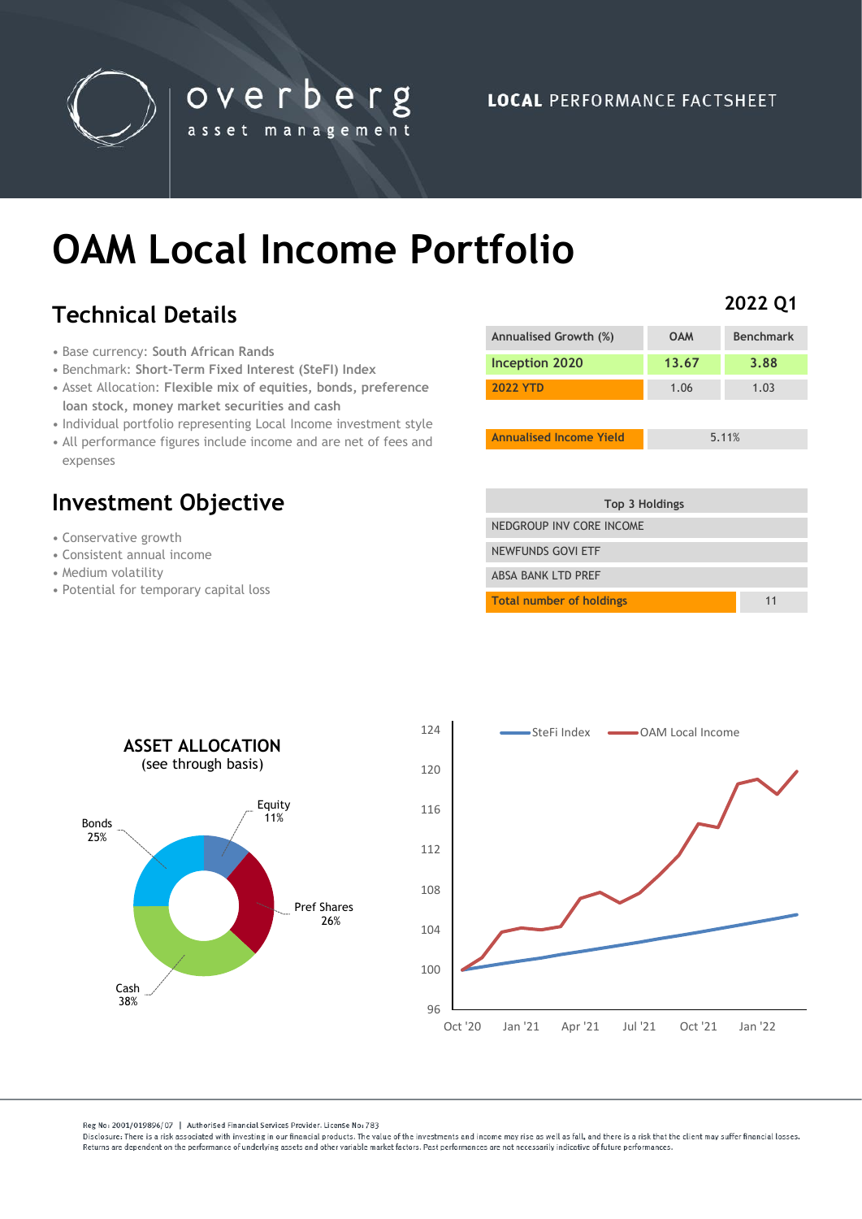overberg asset management

**LOCAL** PERFORMANCE FACTSHEET

# OAM Local Income Portfolio

## Technical Details

- Base currency: **South African Rands**
- Benchmark: **Short-Term Fixed Interest (SteFI) Index**
- Asset Allocation: **Flexible mix of equities, bonds, preference loan stock, money market securities and cash**
- Individual portfolio representing Local Income investment style
- All performance figures include income and are net of fees and expenses

## Investment Objective

- Conservative growth
- Consistent annual income
- Medium volatility
- Potential for temporary capital loss

### 2022 Q1

| Annualised Growth (%) | OAM | Benchmark |
|---|---|---|
| **Inception 2020** | **13.67** | **3.88** |
| **2022 YTD** | 1.06 | 1.03 |

| **Annualised Income Yield** | 5.11% |
|---|---|

| Top 3 Holdings | |
|---|---|
| NEDGROUP INV CORE INCOME | |
| NEWFUNDS GOVI ETF | |
| ABSA BANK LTD PREF | |
| **Total number of holdings** | 11 |

**ASSET ALLOCATION**
(see through basis)

| Asset | Allocation |
|---|---|
| Equity | 11% |
| Pref Shares | 26% |
| Cash | 38% |
| Bonds | 25% |

SteFi Index — OAM Local Income (Oct '20 – Jan '22)

Reg No: 2001/019896/07 | Authorised Financial Services Provider. License No: 783

Disclosure: There is a risk associated with investing in our financial products. The value of the investments and income may rise as well as fall, and there is a risk that the client may suffer financial losses. Returns are dependent on the performance of underlying assets and other variable market factors. Past performances are not necessarily indicative of future performances.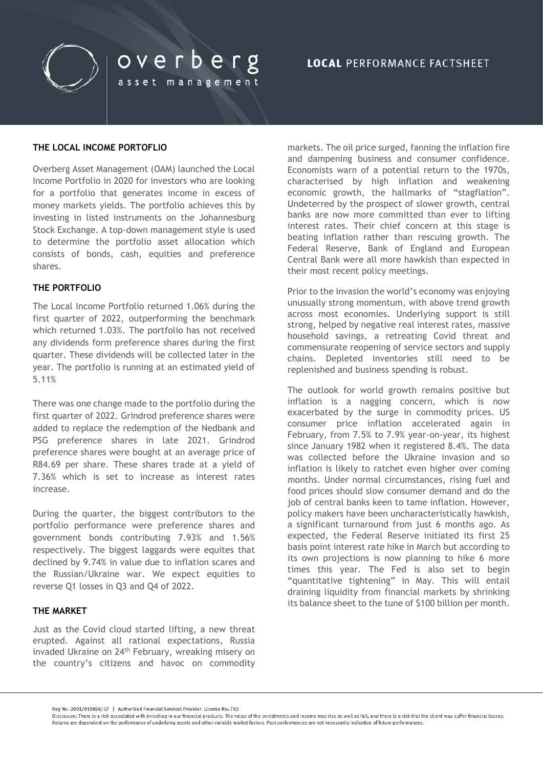overberg
asset management

**LOCAL** PERFORMANCE FACTSHEET

### THE LOCAL INCOME PORTOFLIO

Overberg Asset Management (OAM) launched the Local Income Portfolio in 2020 for investors who are looking for a portfolio that generates income in excess of money markets yields. The portfolio achieves this by investing in listed instruments on the Johannesburg Stock Exchange. A top-down management style is used to determine the portfolio asset allocation which consists of bonds, cash, equities and preference shares.

### THE PORTFOLIO

The Local Income Portfolio returned 1.06% during the first quarter of 2022, outperforming the benchmark which returned 1.03%. The portfolio has not received any dividends form preference shares during the first quarter. These dividends will be collected later in the year. The portfolio is running at an estimated yield of 5.11%

There was one change made to the portfolio during the first quarter of 2022. Grindrod preference shares were added to replace the redemption of the Nedbank and PSG preference shares in late 2021. Grindrod preference shares were bought at an average price of R84.69 per share. These shares trade at a yield of 7.36% which is set to increase as interest rates increase.

During the quarter, the biggest contributors to the portfolio performance were preference shares and government bonds contributing 7.93% and 1.56% respectively. The biggest laggards were equites that declined by 9.74% in value due to inflation scares and the Russian/Ukraine war. We expect equities to reverse Q1 losses in Q3 and Q4 of 2022.

### THE MARKET

Just as the Covid cloud started lifting, a new threat erupted. Against all rational expectations, Russia invaded Ukraine on 24th February, wreaking misery on the country's citizens and havoc on commodity markets. The oil price surged, fanning the inflation fire and dampening business and consumer confidence. Economists warn of a potential return to the 1970s, characterised by high inflation and weakening economic growth, the hallmarks of "stagflation". Undeterred by the prospect of slower growth, central banks are now more committed than ever to lifting interest rates. Their chief concern at this stage is beating inflation rather than rescuing growth. The Federal Reserve, Bank of England and European Central Bank were all more hawkish than expected in their most recent policy meetings.

Prior to the invasion the world's economy was enjoying unusually strong momentum, with above trend growth across most economies. Underlying support is still strong, helped by negative real interest rates, massive household savings, a retreating Covid threat and commensurate reopening of service sectors and supply chains. Depleted inventories still need to be replenished and business spending is robust.

The outlook for world growth remains positive but inflation is a nagging concern, which is now exacerbated by the surge in commodity prices. US consumer price inflation accelerated again in February, from 7.5% to 7.9% year-on-year, its highest since January 1982 when it registered 8.4%. The data was collected before the Ukraine invasion and so inflation is likely to ratchet even higher over coming months. Under normal circumstances, rising fuel and food prices should slow consumer demand and do the job of central banks keen to tame inflation. However, policy makers have been uncharacteristically hawkish, a significant turnaround from just 6 months ago. As expected, the Federal Reserve initiated its first 25 basis point interest rate hike in March but according to its own projections is now planning to hike 6 more times this year. The Fed is also set to begin "quantitative tightening" in May. This will entail draining liquidity from financial markets by shrinking its balance sheet to the tune of $100 billion per month.

Reg No: 2001/019896/07 | Authorised Financial Services Provider. License No: 783

Disclosure: There is a risk associated with investing in our financial products. The value of the investments and income may rise as well as fall, and there is a risk that the client may suffer financial losses. Returns are dependent on the performance of underlying assets and other variable market factors. Past performances are not necessarily indicative of future performances.